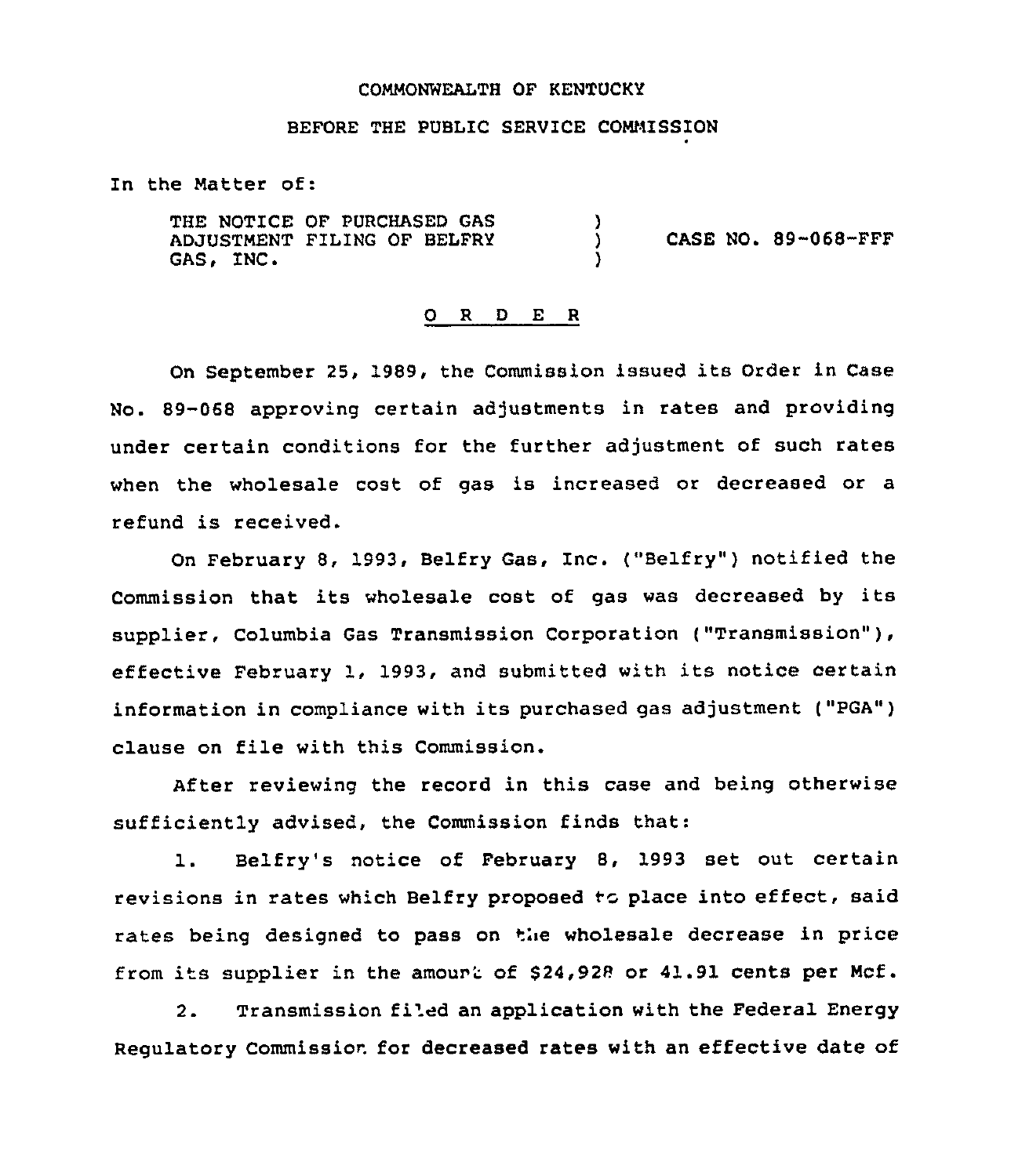COMMONWEALTH OF KENTUCKY

BEFORE THE PUBLIC SERVICE COMMISSION

In the Matter of:

THE NOTICE OF PURCHASED GAS ADJUSTMENT FILING OF BELFRY GAS, INC. ) CASE NO. 89-068-FFF

## O R D E R

On September 25, 1989, the Commission issued its Order in Case No. 89-068 approving certain adjustments in rates and providing under certain conditions for the further adjustment of such rates when the wholesale cost of gas is increased or decreased or a refund is received.

On February 8, 1993, Belfry Gas, Inc. ("Belfry") notified the Commission that its wholesale cost of gas was decreased by its supplier, Columbia Gas Transmission Corporation ("Transmission"), effective February 1, 1993, and submitted with its notice certain information in compliance with its purchased gas adjustment ("PGA") clause on file with this Commission.

After reviewing the record in this case and being otherwise sufficiently advised, the Commission finds that:

1. Belfry's notice of February 8, 1993 set out certain revisions in rates which Belfry proposed to place into effect, said rates being designed to pass on the wholesale decrease in price from its supplier in the amount of $24,928 or 41.91 cents per Mcf.

2. Transmission filed an application with the Federal Energy Regulatory Commission for decreased rates with an effective date of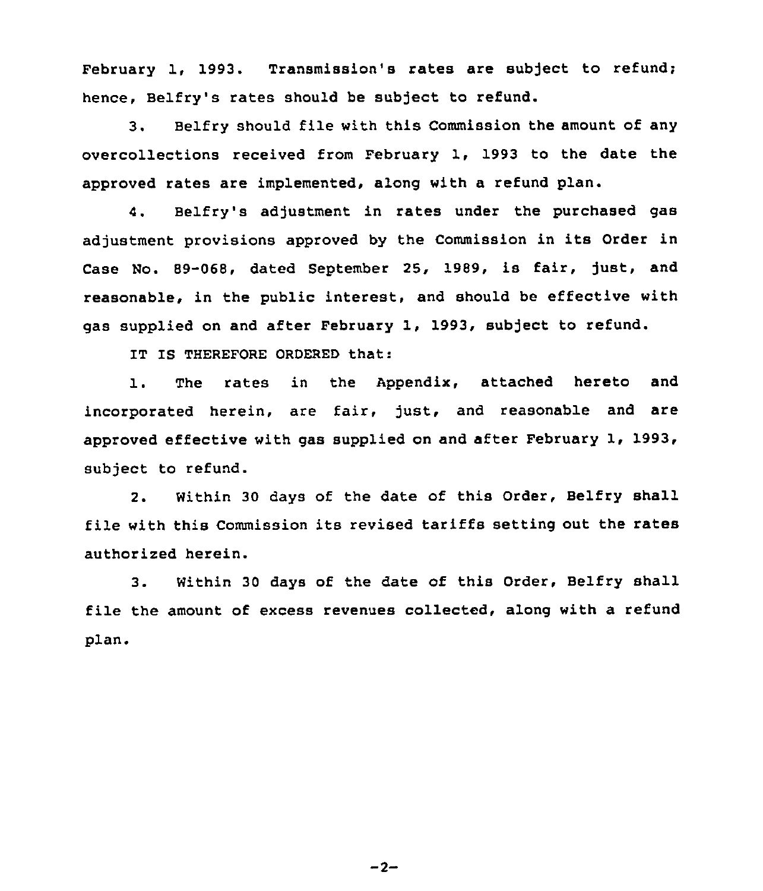February 1, 1993. Transmission's rates are subject to refund; hence, Belfry's rates should be subject to refund.

3. Belfry should file with this Commission the amount of any overcollections received from February 1, 1993 to the date the approved rates are implemented, along with a refund plan.

4. Belfry's adjustment in rates under the purchased gas adjustment provisions approved by the Commission in its Order in Case No. 89-068, dated September 25, 1989, is fair, just, and reasonable, in the public interest, and should be effective with gas supplied on and after February 1, 1993, subject to refund.

IT IS THEREFORE ORDERED that:

1. The rates in the Appendix, attached hereto and incorporated herein, are fair, just, and reasonable and are approved effective with gas supplied on and after February 1, 1993, subject to refund.

2. Within 30 days of the date of this Order, Belfry shall file with this Commission its revised tariffs setting out the rates authorized herein.

3. Within 30 days of the date of this Order, Belfry shall file the amount of excess revenues collected, along with a refund plan.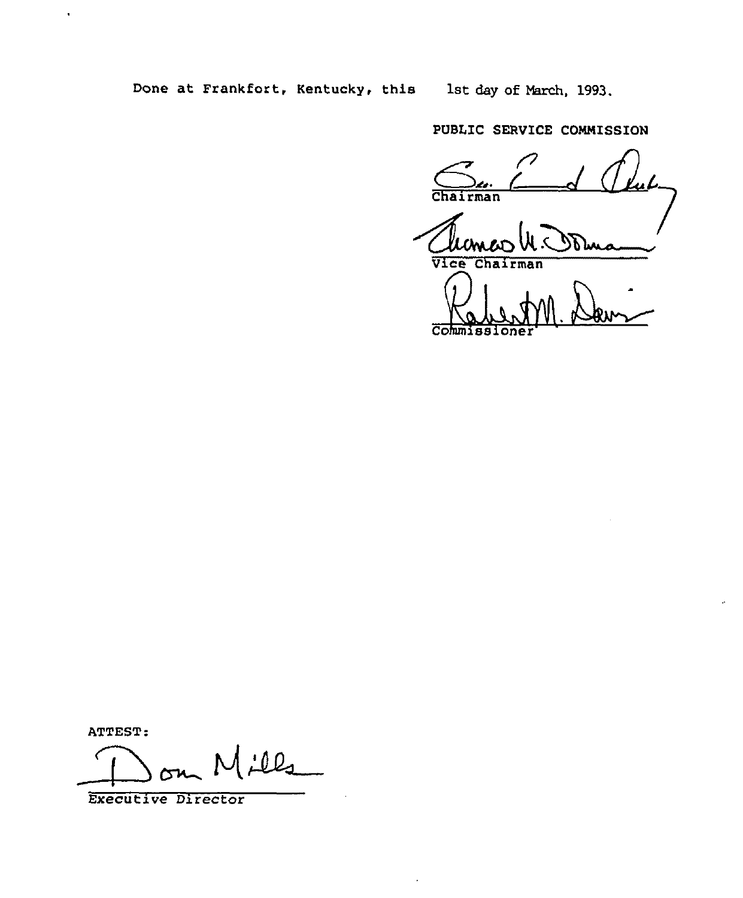Done at Frankfort, Kentucky, this 1st day of March, 1993.

PUBLIC SERVICE COMMISSION

Chairman

Vice Chairman

Commissioner

ATTEST:

Executive Director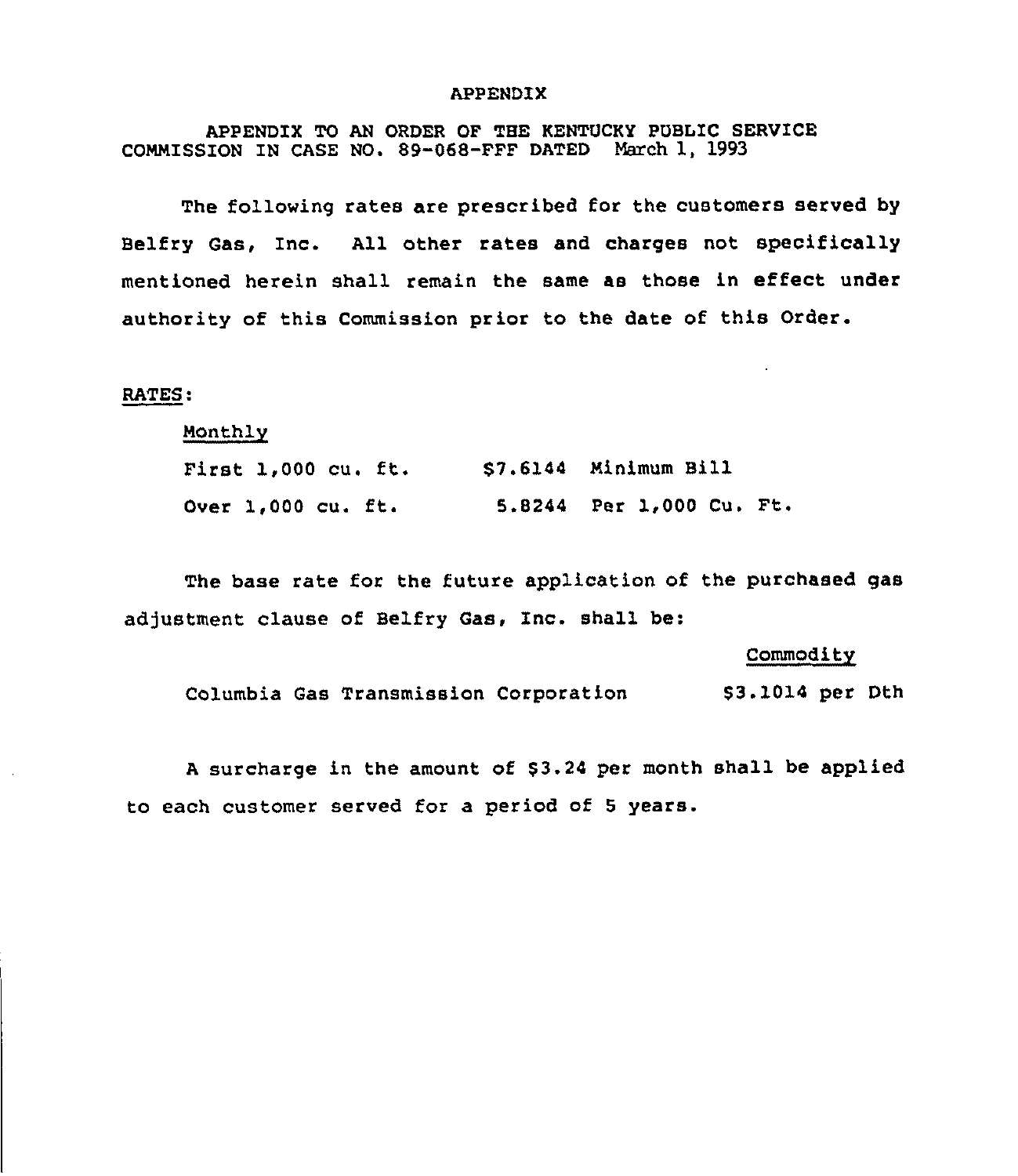# APPENDIX

APPENDIX TO AN ORDER OF THE KENTUCKY PUBLIC SERVICE COMMISSION IN CASE NO. 89-068-FFF DATED March 1, 1993

The following rates are prescribed for the customers served by Belfry Gas, Inc. All other rates and charges not specifically mentioned herein shall remain the same as those in effect under authority of this Commission prior to the date of this Order.

RATES:

Monthly

| | | |
|---|---|---|
| First 1,000 cu. ft. | $7.6144 | Minimum Bill |
| Over 1,000 cu. ft. | 5.8244 | Per 1,000 Cu. Ft. |

The base rate for the future application of the purchased gas adjustment clause of Belfry Gas, Inc. shall be:

| | Commodity |
|---|---|
| Columbia Gas Transmission Corporation | $3.1014 per Dth |

A surcharge in the amount of $3.24 per month shall be applied to each customer served for a period of 5 years.